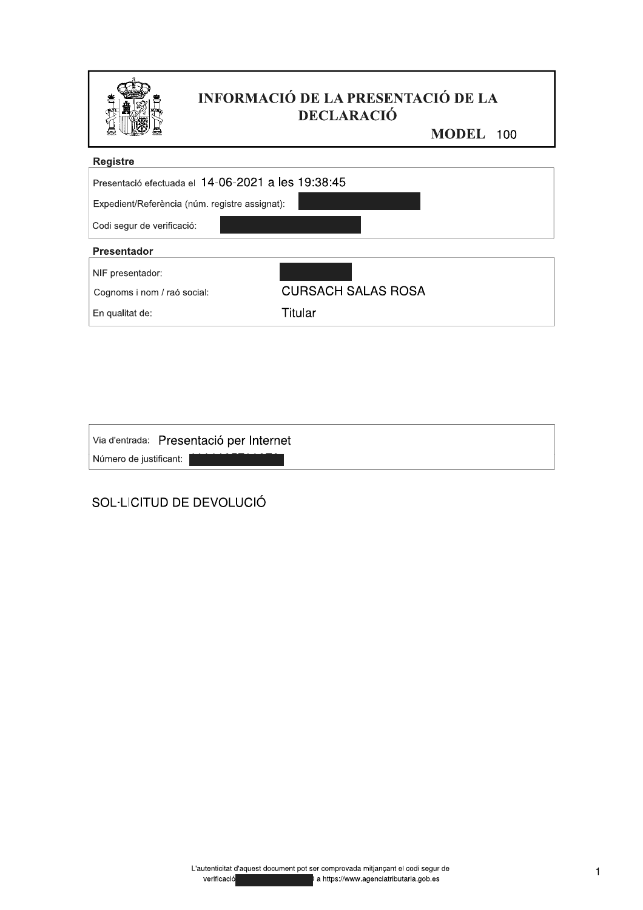# INFORMACIÓ DE LA PRESENTACIÓ DE LA DECLARACIÓ

**MODEL** 100

**Registre**

| | |
|---|---|
| Presentació efectuada el | 14-06-2021 a les 19:38:45 |
| Expedient/Referència (núm. registre assignat): | |
| Codi segur de verificació: | |

**Presentador**

| | |
|---|---|
| NIF presentador: | |
| Cognoms i nom / raó social: | CURSACH SALAS ROSA |
| En qualitat de: | Titular |

| | |
|---|---|
| Via d'entrada: | Presentació per Internet |
| Número de justificant: | |

SOL·LICITUD DE DEVOLUCIÓ

L'autenticitat d'aquest document pot ser comprovada mitjançant el codi segur de verificació a https://www.agenciatributaria.gob.es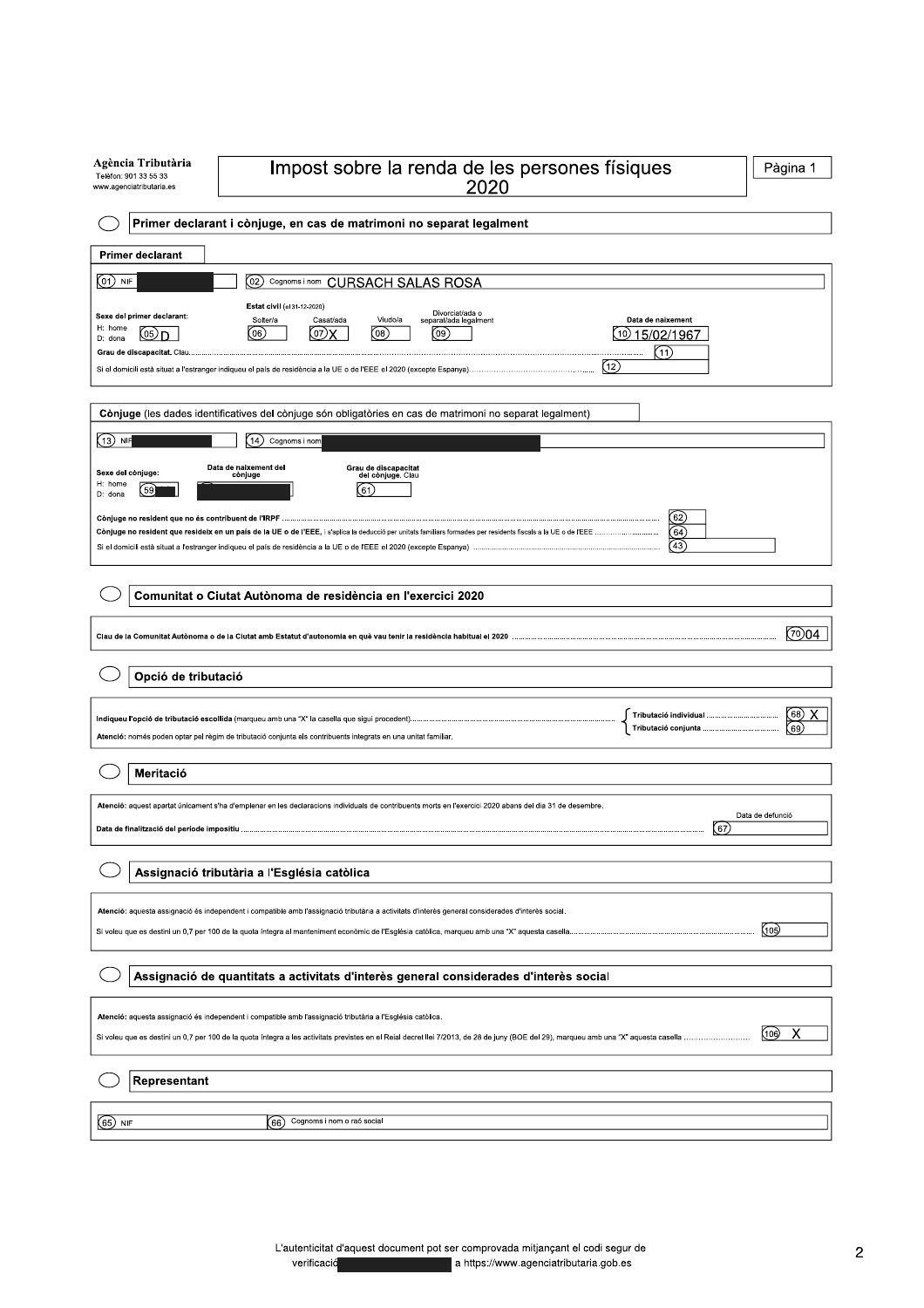**Agència Tributària**
Telèfon: 901 33 55 33
www.agenciatributaria.es

# Impost sobre la renda de les persones físiques 2020

Pàgina 1

## Primer declarant i cònjuge, en cas de matrimoni no separat legalment

### Primer declarant

(01) NIF [redacted]

(02) Cognoms i nom CURSACH SALAS ROSA

Sexe del primer declarant: H: home D: dona (05) D

Estat civil (el 31-12-2020)

| Solter/a | Casat/ada | Viudo/a | Divorciat/ada o separat/ada legalment |
|---|---|---|---|
| (06) | (07) X | (08) | (09) |

Data de naixement (10) 15/02/1967

Grau de discapacitat. Clau. (11)

Si el domicili està situat a l'estranger indiqueu el país de residència a la UE o de l'EEE el 2020 (excepte Espanya) (12)

### Cònjuge (les dades identificatives del cònjuge són obligatòries en cas de matrimoni no separat legalment)

(13) NIF [redacted]

(14) Cognoms i nom [redacted]

Sexe del cònjuge: H: home D: dona (59) [redacted]

Data de naixement del cònjuge [redacted]

Grau de discapacitat del cònjuge. Clau (61)

Cònjuge no resident que no és contribuent de l'IRPF (62)

Cònjuge no resident que resideix en un país de la UE o de l'EEE, i s'aplica la deducció per unitats familiars formades per residents fiscals a la UE o de l'EEE (64)

Si el domicili està situat a l'estranger indiqueu el país de residència a la UE o de l'EEE el 2020 (excepte Espanya) (43)

## Comunitat o Ciutat Autònoma de residència en l'exercici 2020

Clau de la Comunitat Autònoma o de la Ciutat amb Estatut d'autonomia en què vau tenir la residència habitual el 2020 (70) 04

## Opció de tributació

Indiqueu l'opció de tributació escollida (marqueu amb una "X" la casella que sigui procedent).

- Tributació individual (68) X
- Tributació conjunta (69)

Atenció: només poden optar pel règim de tributació conjunta els contribuents integrats en una unitat familiar.

## Meritació

Atenció: aquest apartat únicament s'ha d'emplenar en les declaracions individuals de contribuents morts en l'exercici 2020 abans del dia 31 de desembre.

Data de finalització del període impositiu — Data de defunció (67)

## Assignació tributària a l'Església catòlica

Atenció: aquesta assignació és independent i compatible amb l'assignació tributària a activitats d'interès general considerades d'interès social.

Si voleu que es destini un 0,7 per 100 de la quota íntegra al manteniment econòmic de l'Església catòlica, marqueu amb una "X" aquesta casella (105)

## Assignació de quantitats a activitats d'interès general considerades d'interès social

Atenció: aquesta assignació és independent i compatible amb l'assignació tributària a l'Església catòlica.

Si voleu que es destini un 0,7 per 100 de la quota íntegra a les activitats previstes en el Reial decret llei 7/2013, de 28 de juny (BOE del 29), marqueu amb una "X" aquesta casella (106) X

## Representant

(65) NIF

(66) Cognoms i nom o raó social

L'autenticitat d'aquest document pot ser comprovada mitjançant el codi segur de verificació [redacted] a https://www.agenciatributaria.gob.es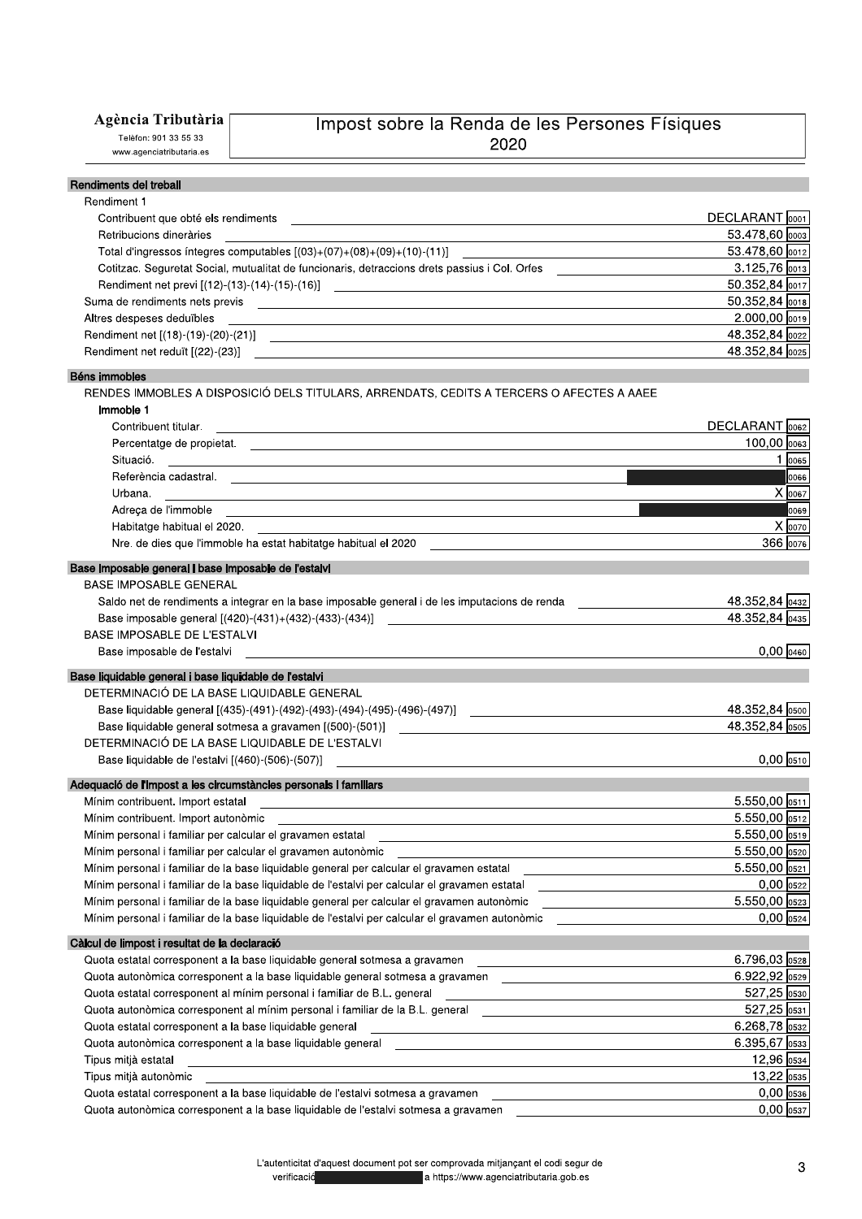# Agència Tributària

Telèfon: 901 33 55 33
www.agenciatributaria.es

## Impost sobre la Renda de les Persones Físiques 2020

### Rendiments del treball

Rendiment 1

| | | |
|---|---|---|
| Contribuent que obté els rendiments | DECLARANT | 0001 |
| Retribucions dineràries | 53.478,60 | 0003 |
| Total d'ingressos íntegres computables [(03)+(07)+(08)+(09)+(10)-(11)] | 53.478,60 | 0012 |
| Cotitzac. Seguretat Social, mutualitat de funcionaris, detraccions drets passius i Col. Orfes | 3.125,76 | 0013 |
| Rendiment net previ [(12)-(13)-(14)-(15)-(16)] | 50.352,84 | 0017 |
| Suma de rendiments nets previs | 50.352,84 | 0018 |
| Altres despeses deduïbles | 2.000,00 | 0019 |
| Rendiment net [(18)-(19)-(20)-(21)] | 48.352,84 | 0022 |
| Rendiment net reduït [(22)-(23)] | 48.352,84 | 0025 |

### Béns immobles

RENDES IMMOBLES A DISPOSICIÓ DELS TITULARS, ARRENDATS, CEDITS A TERCERS O AFECTES A AAEE

**Immoble 1**

| | | |
|---|---|---|
| Contribuent titular. | DECLARANT | 0062 |
| Percentatge de propietat. | 100,00 | 0063 |
| Situació. | 1 | 0065 |
| Referència cadastral. | | 0066 |
| Urbana. | X | 0067 |
| Adreça de l'immoble | | 0069 |
| Habitatge habitual el 2020. | X | 0070 |
| Nre. de dies que l'immoble ha estat habitatge habitual el 2020 | 366 | 0076 |

### Base imposable general i base imposable de l'estalvi

BASE IMPOSABLE GENERAL

| | | |
|---|---|---|
| Saldo net de rendiments a integrar en la base imposable general i de les imputacions de renda | 48.352,84 | 0432 |
| Base imposable general [(420)-(431)+(432)-(433)-(434)] | 48.352,84 | 0435 |

BASE IMPOSABLE DE L'ESTALVI

| | | |
|---|---|---|
| Base imposable de l'estalvi | 0,00 | 0460 |

### Base liquidable general i base liquidable de l'estalvi

DETERMINACIÓ DE LA BASE LIQUIDABLE GENERAL

| | | |
|---|---|---|
| Base liquidable general [(435)-(491)-(492)-(493)-(494)-(495)-(496)-(497)] | 48.352,84 | 0500 |
| Base liquidable general sotmesa a gravamen [(500)-(501)] | 48.352,84 | 0505 |

DETERMINACIÓ DE LA BASE LIQUIDABLE DE L'ESTALVI

| | | |
|---|---|---|
| Base liquidable de l'estalvi [(460)-(506)-(507)] | 0,00 | 0510 |

### Adequació de l'impost a les circumstàncies personals i familiars

| | | |
|---|---|---|
| Mínim contribuent. Import estatal | 5.550,00 | 0511 |
| Mínim contribuent. Import autonòmic | 5.550,00 | 0512 |
| Mínim personal i familiar per calcular el gravamen estatal | 5.550,00 | 0519 |
| Mínim personal i familiar per calcular el gravamen autonòmic | 5.550,00 | 0520 |
| Mínim personal i familiar de la base liquidable general per calcular el gravamen estatal | 5.550,00 | 0521 |
| Mínim personal i familiar de la base liquidable de l'estalvi per calcular el gravamen estatal | 0,00 | 0522 |
| Mínim personal i familiar de la base liquidable general per calcular el gravamen autonòmic | 5.550,00 | 0523 |
| Mínim personal i familiar de la base liquidable de l'estalvi per calcular el gravamen autonòmic | 0,00 | 0524 |

### Càlcul de l'impost i resultat de la declaració

| | | |
|---|---|---|
| Quota estatal corresponent a la base liquidable general sotmesa a gravamen | 6.796,03 | 0528 |
| Quota autonòmica corresponent a la base liquidable general sotmesa a gravamen | 6.922,92 | 0529 |
| Quota estatal corresponent al mínim personal i familiar de B.L. general | 527,25 | 0530 |
| Quota autonòmica corresponent al mínim personal i familiar de la B.L. general | 527,25 | 0531 |
| Quota estatal corresponent a la base liquidable general | 6.268,78 | 0532 |
| Quota autonòmica corresponent a la base liquidable general | 6.395,67 | 0533 |
| Tipus mitjà estatal | 12,96 | 0534 |
| Tipus mitjà autonòmic | 13,22 | 0535 |
| Quota estatal corresponent a la base liquidable de l'estalvi sotmesa a gravamen | 0,00 | 0536 |
| Quota autonòmica corresponent a la base liquidable de l'estalvi sotmesa a gravamen | 0,00 | 0537 |

L'autenticitat d'aquest document pot ser comprovada mitjançant el codi segur de verificació a https://www.agenciatributaria.gob.es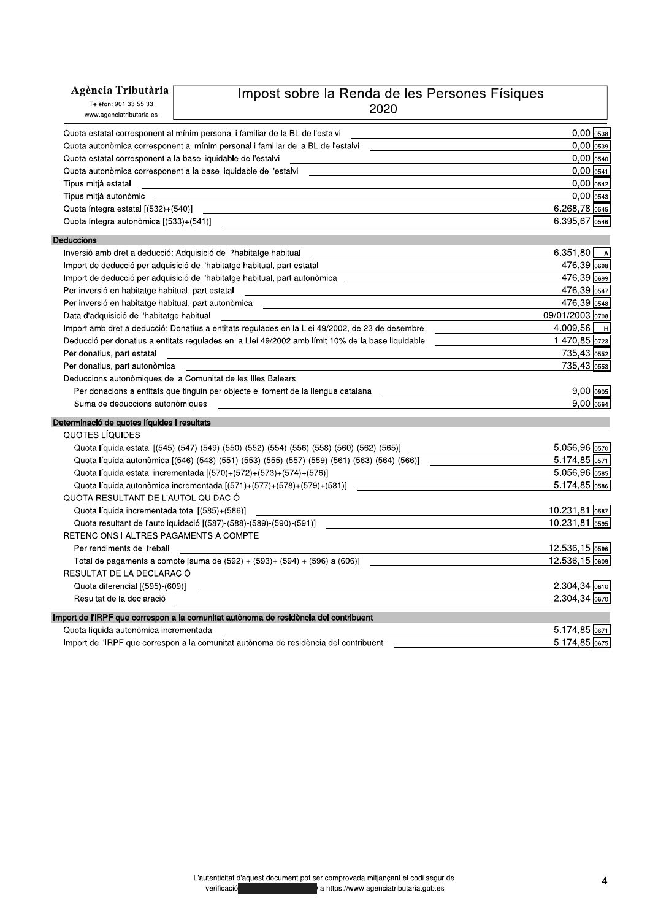**Agència Tributària**
Telèfon: 901 33 55 33
www.agenciatributaria.es

# Impost sobre la Renda de les Persones Físiques 2020

| Concepte | Import | Casella |
|---|---|---|
| Quota estatal corresponent al mínim personal i familiar de la BL de l'estalvi | 0,00 | 0538 |
| Quota autonòmica corresponent al mínim personal i familiar de la BL de l'estalvi | 0,00 | 0539 |
| Quota estatal corresponent a la base liquidable de l'estalvi | 0,00 | 0540 |
| Quota autonòmica corresponent a la base liquidable de l'estalvi | 0,00 | 0541 |
| Tipus mitjà estatal | 0,00 | 0542 |
| Tipus mitjà autonòmic | 0,00 | 0543 |
| Quota íntegra estatal [(532)+(540)] | 6.268,78 | 0545 |
| Quota íntegra autonòmica [(533)+(541)] | 6.395,67 | 0546 |

## Deduccions

| Concepte | Import | Casella |
|---|---|---|
| Inversió amb dret a deducció: Adquisició de l?habitatge habitual | 6.351,80 | A |
| Import de deducció per adquisició de l'habitatge habitual, part estatal | 476,39 | 0698 |
| Import de deducció per adquisició de l'habitatge habitual, part autonòmica | 476,39 | 0699 |
| Per inversió en habitatge habitual, part estatal | 476,39 | 0547 |
| Per inversió en habitatge habitual, part autonòmica | 476,39 | 0548 |
| Data d'adquisició de l'habitatge habitual | 09/01/2003 | 0708 |
| Import amb dret a deducció: Donatius a entitats regulades en la Llei 49/2002, de 23 de desembre | 4.009,56 | H |
| Deducció per donatius a entitats regulades en la Llei 49/2002 amb límit 10% de la base liquidable | 1.470,85 | 0723 |
| Per donatius, part estatal | 735,43 | 0552 |
| Per donatius, part autonòmica | 735,43 | 0553 |
| Deduccions autonòmiques de la Comunitat de les Illes Balears | | |
| Per donacions a entitats que tinguin per objecte el foment de la llengua catalana | 9,00 | 0905 |
| Suma de deduccions autonòmiques | 9,00 | 0564 |

## Determinació de quotes líquides i resultats

| Concepte | Import | Casella |
|---|---|---|
| **QUOTES LÍQUIDES** | | |
| Quota líquida estatal [(545)-(547)-(549)-(550)-(552)-(554)-(556)-(558)-(560)-(562)-(565)] | 5.056,96 | 0570 |
| Quota líquida autonòmica [(546)-(548)-(551)-(553)-(555)-(557)-(559)-(561)-(563)-(564)-(566)] | 5.174,85 | 0571 |
| Quota líquida estatal incrementada [(570)+(572)+(573)+(574)+(576)] | 5.056,96 | 0585 |
| Quota líquida autonòmica incrementada [(571)+(577)+(578)+(579)+(581)] | 5.174,85 | 0586 |
| **QUOTA RESULTANT DE L'AUTOLIQUIDACIÓ** | | |
| Quota líquida incrementada total [(585)+(586)] | 10.231,81 | 0587 |
| Quota resultant de l'autoliquidació [(587)-(588)-(589)-(590)-(591)] | 10.231,81 | 0595 |
| **RETENCIONS I ALTRES PAGAMENTS A COMPTE** | | |
| Per rendiments del treball | 12.536,15 | 0596 |
| Total de pagaments a compte [suma de (592) + (593)+ (594) + (596) a (606)] | 12.536,15 | 0609 |
| **RESULTAT DE LA DECLARACIÓ** | | |
| Quota diferencial [(595)-(609)] | -2.304,34 | 0610 |
| Resultat de la declaració | -2.304,34 | 0670 |

## Import de l'IRPF que correspon a la comunitat autònoma de residència del contribuent

| Concepte | Import | Casella |
|---|---|---|
| Quota líquida autonòmica incrementada | 5.174,85 | 0671 |
| Import de l'IRPF que correspon a la comunitat autònoma de residència del contribuent | 5.174,85 | 0675 |

L'autenticitat d'aquest document pot ser comprovada mitjançant el codi segur de verificació a https://www.agenciatributaria.gob.es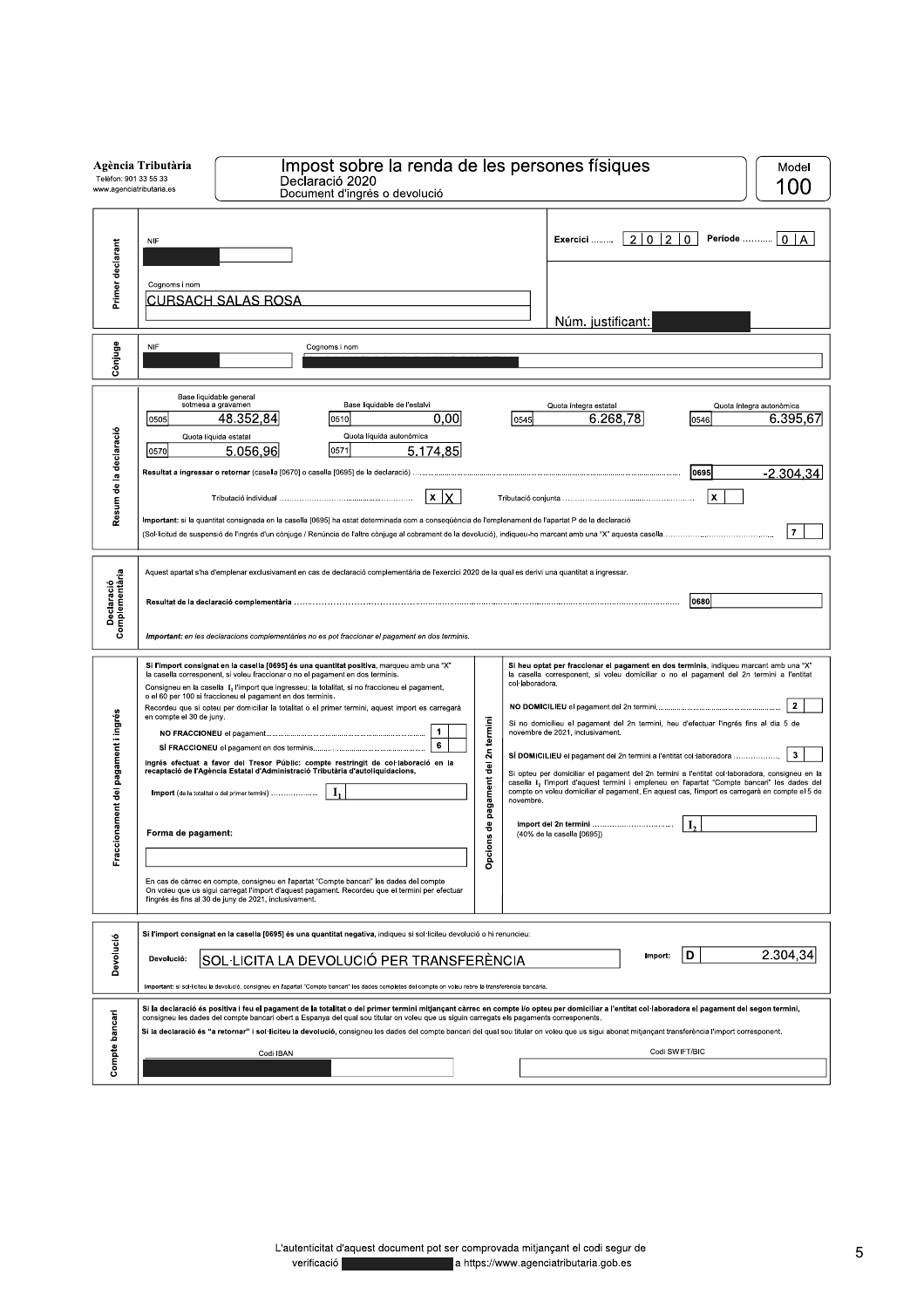**Agència Tributària**
Telèfon: 901 33 55 33
www.agenciatributaria.es

# Impost sobre la renda de les persones físiques

Declaració 2020
Document d'ingrés o devolució

**Model 100**

## Primer declarant

NIF: 

Cognoms i nom: CURSACH SALAS ROSA

**Exercici** ......... 2 0 2 0 **Període** ........... 0 A

Núm. justificant: 

## Cònjuge

NIF: 

Cognoms i nom: 

## Resum de la declaració

| | | |
|---|---|---|
| Base liquidable general sotmesa a gravamen | 0505 | 48.352,84 |
| Base liquidable de l'estalvi | 0510 | 0,00 |
| Quota íntegra estatal | 0545 | 6.268,78 |
| Quota íntegra autonòmica | 0546 | 6.395,67 |
| Quota líquida estatal | 0570 | 5.056,96 |
| Quota líquida autonòmica | 0571 | 5.174,85 |

**Resultat a ingressar o retornar** (casella [0670] o casella [0695] de la declaració) .......... 0695 **-2.304,34**

Tributació individual .......... X X Tributació conjunta .......... X

**Important:** si la quantitat consignada en la casella [0695] ha estat determinada com a conseqüència de l'emplenament de l'apartat P de la declaració (Sol·licitud de suspensió de l'ingrés d'un cònjuge / Renúncia de l'altre cònjuge al cobrament de la devolució), indiqueu-ho marcant amb una "X" aquesta casella.......... 7

## Declaració Complementària

Aquest apartat s'ha d'emplenar exclusivament en cas de declaració complementària de l'exercici 2020 de la qual es derivi una quantitat a ingressar.

**Resultat de la declaració complementària** .......... 0680

*Important: en les declaracions complementàries no es pot fraccionar el pagament en dos terminis.*

## Fraccionament del pagament i ingrés

**Si l'import consignat en la casella [0695] és una quantitat positiva**, marqueu amb una "X" la casella corresponent, si voleu fraccionar o no el pagament en dos terminis.

Consigneu en la casella $I_1$ l'import que ingresseu: la totalitat, si no fraccioneu el pagament, o el 60 per 100 si fraccioneu el pagament en dos terminis.

Recordeu que si opteu per domiciliar la totalitat o el primer termini, aquest import es carregarà en compte el 30 de juny.

**NO FRACCIONEU** el pagament.......... 1

**SÍ FRACCIONEU** el pagament en dos terminis.......... 6

**Ingrés efectuat a favor del Tresor Públic: compte restringit de col·laboració en la recaptació de l'Agència Estatal d'Administració Tributària d'autoliquidacions.**

**Import** (de la totalitat o del primer termini) .......... $I_1$

**Forma de pagament:**

En cas de càrrec en compte, consigneu en l'apartat "Compte bancari" les dades del compte on voleu que us sigui carregat l'import d'aquest pagament. Recordeu que el termini per efectuar l'ingrés és fins al 30 de juny de 2021, inclusivament.

## Opcions de pagament del 2n termini

**Si heu optat per fraccionar el pagament en dos terminis**, indiqueu marcant amb una "X" la casella corresponent, si voleu domiciliar o no el pagament del 2n termini a l'entitat col·laboradora.

**NO DOMICILIEU** el pagament del 2n termini.......... 2

Si no domicilieu el pagament del 2n termini, heu d'efectuar l'ingrés fins al dia 5 de novembre de 2021, inclusivament.

**SÍ DOMICILIEU** el pagament del 2n termini a l'entitat col·laboradora .......... 3

Si opteu per domiciliar el pagament del 2n termini a l'entitat col·laboradora, consigneu en la casella $I_2$ l'import d'aquest termini i empleneu en l'apartat "Compte bancari" les dades del compte on voleu domiciliar el pagament. En aquest cas, l'import es carregarà en compte el 5 de novembre.

**Import del 2n termini** .......... $I_2$
(40% de la casella [0695])

## Devolució

**Si l'import consignat en la casella [0695] és una quantitat negativa**, indiqueu si sol·liciteu devolució o hi renuncieu:

**Devolució:** SOL·LICITA LA DEVOLUCIÓ PER TRANSFERÈNCIA

**Import:** D 2.304,34

**Important:** si sol·liciteu la devolució, consigneu en l'apartat "Compte bancari" les dades completes del compte on voleu rebre la transferència bancària.

## Compte bancari

**Si la declaració és positiva i feu el pagament de la totalitat o del primer termini mitjançant càrrec en compte i/o opteu per domiciliar a l'entitat col·laboradora el pagament del segon termini,** consigneu les dades del compte bancari obert a Espanya del qual sou titular on voleu que us siguin carregats els pagaments corresponents.

**Si la declaració és "a retornar" i sol·liciteu la devolució,** consigneu les dades del compte bancari del qual sou titular on voleu que us sigui abonat mitjançant transferència l'import corresponent.

Codi IBAN: 

Codi SWIFT/BIC: 

L'autenticitat d'aquest document pot ser comprovada mitjançant el codi segur de verificació  a https://www.agenciatributaria.gob.es